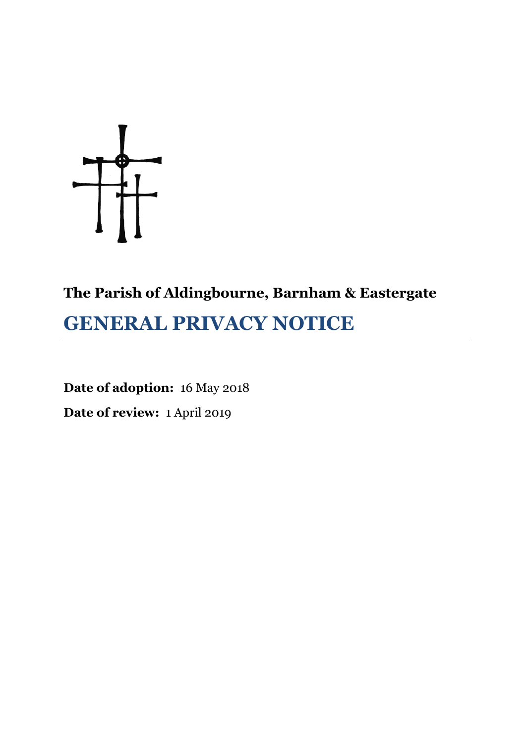**The Parish of Aldingbourne, Barnham & Eastergate**

# GENERAL PRIVACY NOTICE

**Date of adoption:** 16 May 2018

**Date of review:** 1 April 2019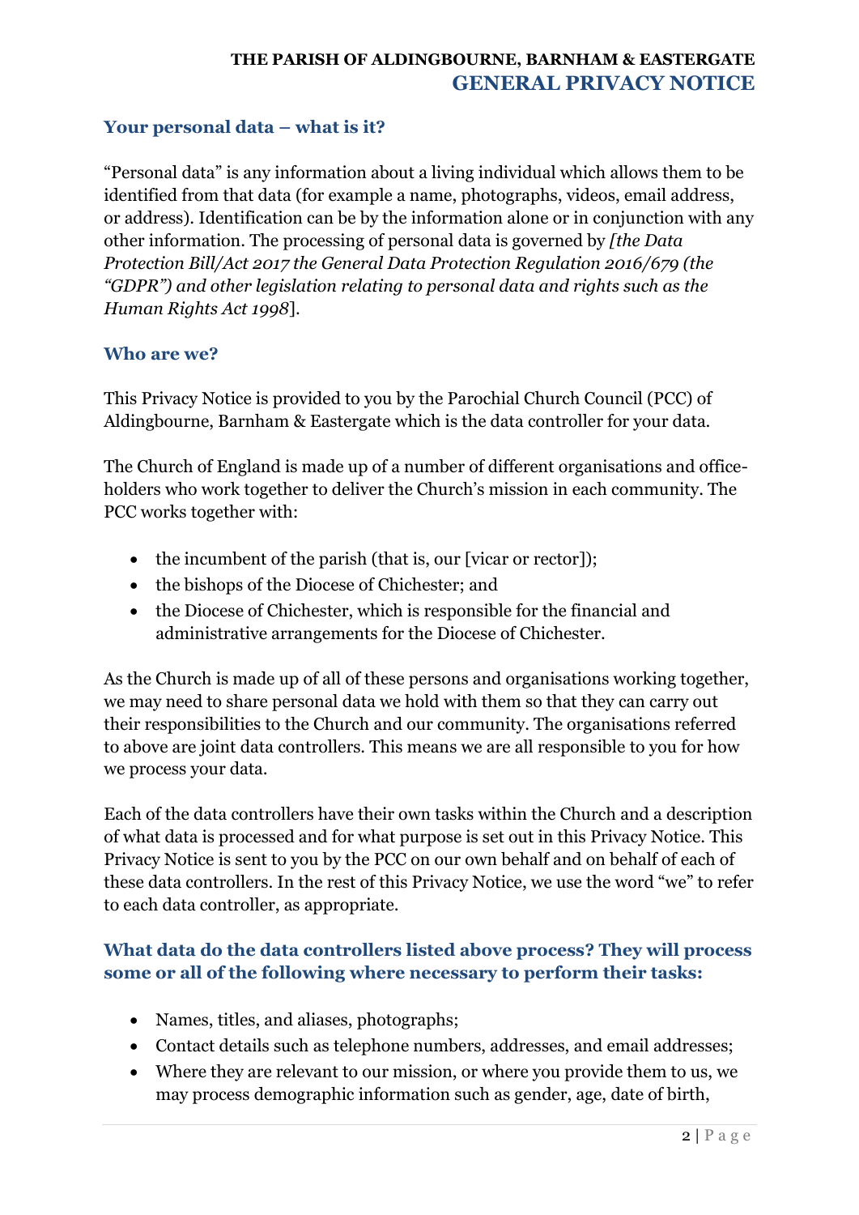## Your personal data – what is it?

"Personal data" is any information about a living individual which allows them to be identified from that data (for example a name, photographs, videos, email address, or address). Identification can be by the information alone or in conjunction with any other information. The processing of personal data is governed by *[the Data Protection Bill/Act 2017 the General Data Protection Regulation 2016/679 (the "GDPR") and other legislation relating to personal data and rights such as the Human Rights Act 1998*].

## Who are we?

This Privacy Notice is provided to you by the Parochial Church Council (PCC) of Aldingbourne, Barnham & Eastergate which is the data controller for your data.

The Church of England is made up of a number of different organisations and office-holders who work together to deliver the Church's mission in each community. The PCC works together with:

- the incumbent of the parish (that is, our [vicar or rector]);
- the bishops of the Diocese of Chichester; and
- the Diocese of Chichester, which is responsible for the financial and administrative arrangements for the Diocese of Chichester.

As the Church is made up of all of these persons and organisations working together, we may need to share personal data we hold with them so that they can carry out their responsibilities to the Church and our community. The organisations referred to above are joint data controllers. This means we are all responsible to you for how we process your data.

Each of the data controllers have their own tasks within the Church and a description of what data is processed and for what purpose is set out in this Privacy Notice. This Privacy Notice is sent to you by the PCC on our own behalf and on behalf of each of these data controllers. In the rest of this Privacy Notice, we use the word "we" to refer to each data controller, as appropriate.

## What data do the data controllers listed above process? They will process some or all of the following where necessary to perform their tasks:

- Names, titles, and aliases, photographs;
- Contact details such as telephone numbers, addresses, and email addresses;
- Where they are relevant to our mission, or where you provide them to us, we may process demographic information such as gender, age, date of birth,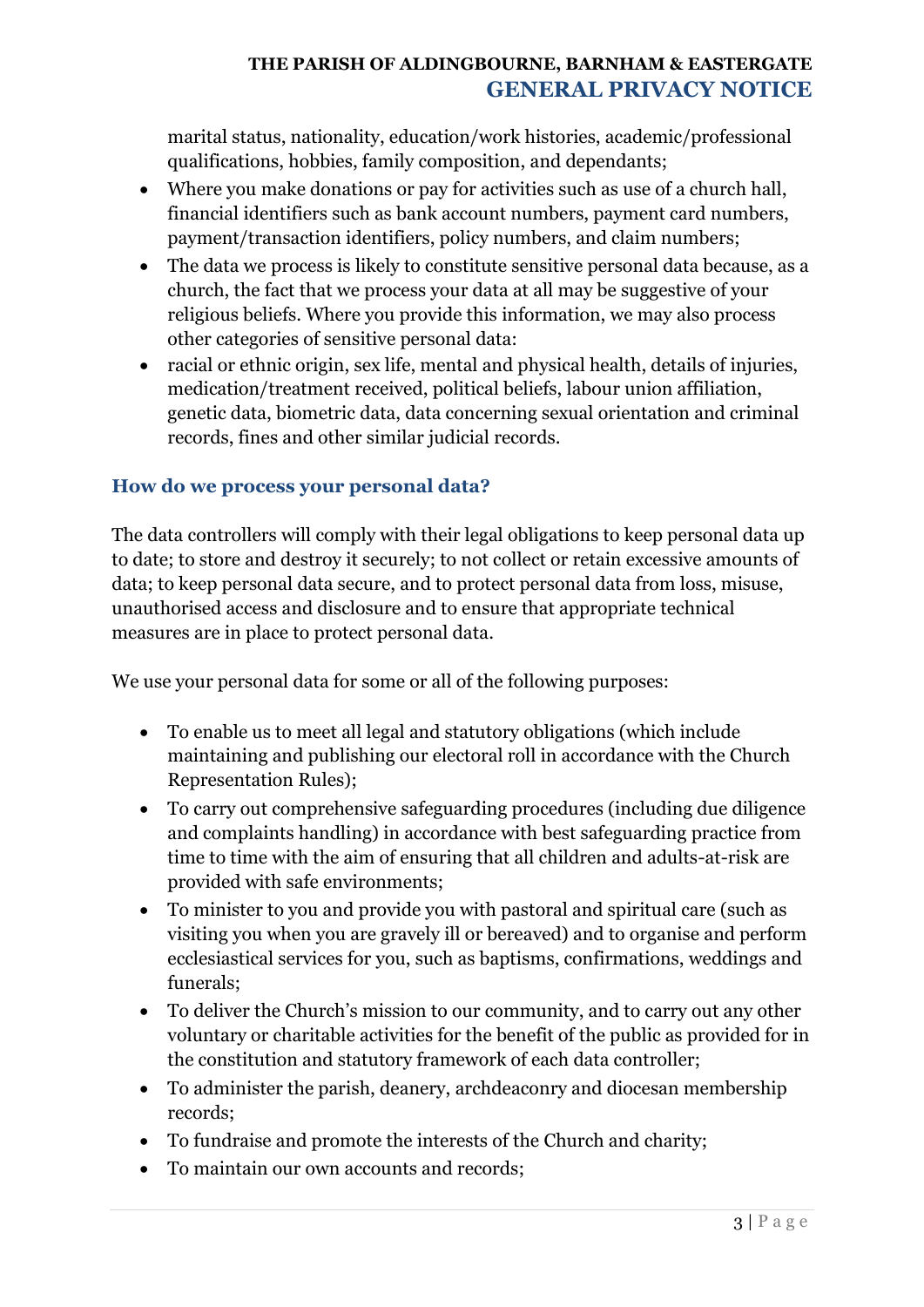marital status, nationality, education/work histories, academic/professional qualifications, hobbies, family composition, and dependants;

- Where you make donations or pay for activities such as use of a church hall, financial identifiers such as bank account numbers, payment card numbers, payment/transaction identifiers, policy numbers, and claim numbers;
- The data we process is likely to constitute sensitive personal data because, as a church, the fact that we process your data at all may be suggestive of your religious beliefs. Where you provide this information, we may also process other categories of sensitive personal data:
- racial or ethnic origin, sex life, mental and physical health, details of injuries, medication/treatment received, political beliefs, labour union affiliation, genetic data, biometric data, data concerning sexual orientation and criminal records, fines and other similar judicial records.

### How do we process your personal data?

The data controllers will comply with their legal obligations to keep personal data up to date; to store and destroy it securely; to not collect or retain excessive amounts of data; to keep personal data secure, and to protect personal data from loss, misuse, unauthorised access and disclosure and to ensure that appropriate technical measures are in place to protect personal data.

We use your personal data for some or all of the following purposes:

- To enable us to meet all legal and statutory obligations (which include maintaining and publishing our electoral roll in accordance with the Church Representation Rules);
- To carry out comprehensive safeguarding procedures (including due diligence and complaints handling) in accordance with best safeguarding practice from time to time with the aim of ensuring that all children and adults-at-risk are provided with safe environments;
- To minister to you and provide you with pastoral and spiritual care (such as visiting you when you are gravely ill or bereaved) and to organise and perform ecclesiastical services for you, such as baptisms, confirmations, weddings and funerals;
- To deliver the Church's mission to our community, and to carry out any other voluntary or charitable activities for the benefit of the public as provided for in the constitution and statutory framework of each data controller;
- To administer the parish, deanery, archdeaconry and diocesan membership records;
- To fundraise and promote the interests of the Church and charity;
- To maintain our own accounts and records;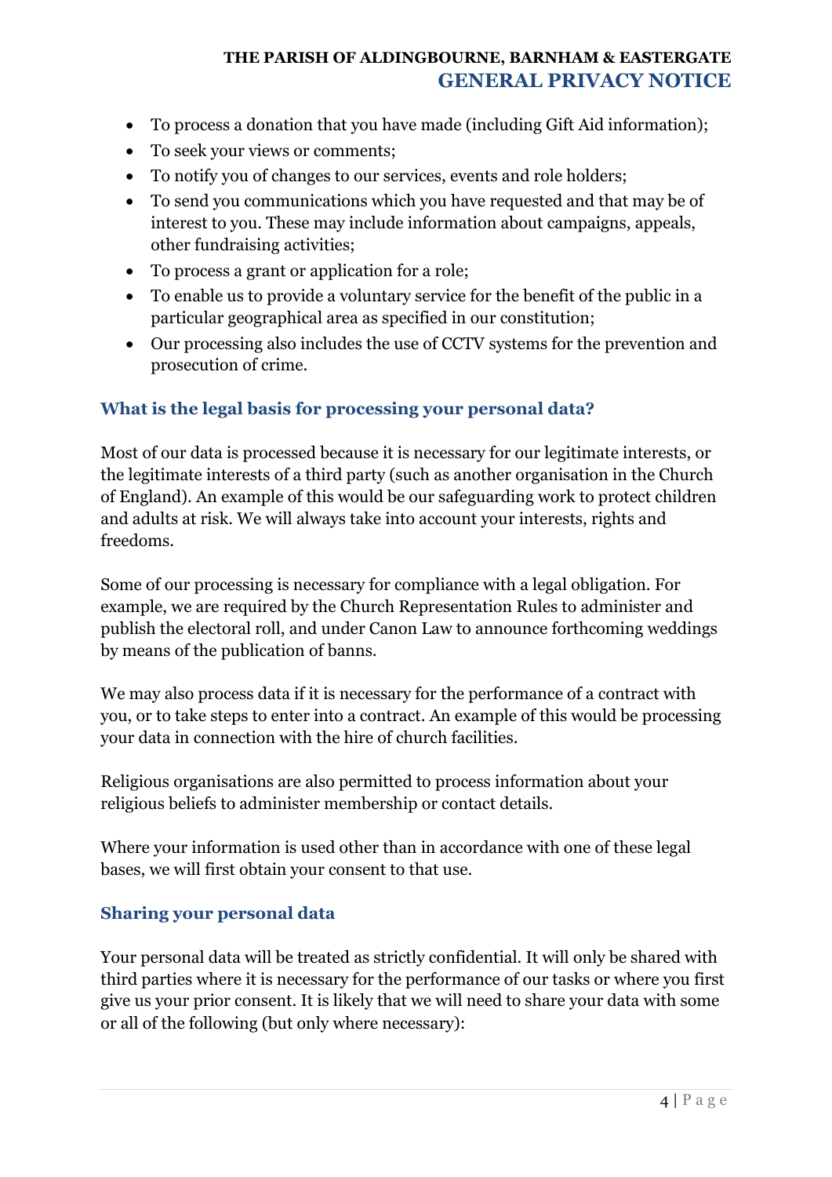- To process a donation that you have made (including Gift Aid information);
- To seek your views or comments;
- To notify you of changes to our services, events and role holders;
- To send you communications which you have requested and that may be of interest to you. These may include information about campaigns, appeals, other fundraising activities;
- To process a grant or application for a role;
- To enable us to provide a voluntary service for the benefit of the public in a particular geographical area as specified in our constitution;
- Our processing also includes the use of CCTV systems for the prevention and prosecution of crime.

## What is the legal basis for processing your personal data?

Most of our data is processed because it is necessary for our legitimate interests, or the legitimate interests of a third party (such as another organisation in the Church of England). An example of this would be our safeguarding work to protect children and adults at risk. We will always take into account your interests, rights and freedoms.

Some of our processing is necessary for compliance with a legal obligation. For example, we are required by the Church Representation Rules to administer and publish the electoral roll, and under Canon Law to announce forthcoming weddings by means of the publication of banns.

We may also process data if it is necessary for the performance of a contract with you, or to take steps to enter into a contract. An example of this would be processing your data in connection with the hire of church facilities.

Religious organisations are also permitted to process information about your religious beliefs to administer membership or contact details.

Where your information is used other than in accordance with one of these legal bases, we will first obtain your consent to that use.

## Sharing your personal data

Your personal data will be treated as strictly confidential. It will only be shared with third parties where it is necessary for the performance of our tasks or where you first give us your prior consent. It is likely that we will need to share your data with some or all of the following (but only where necessary):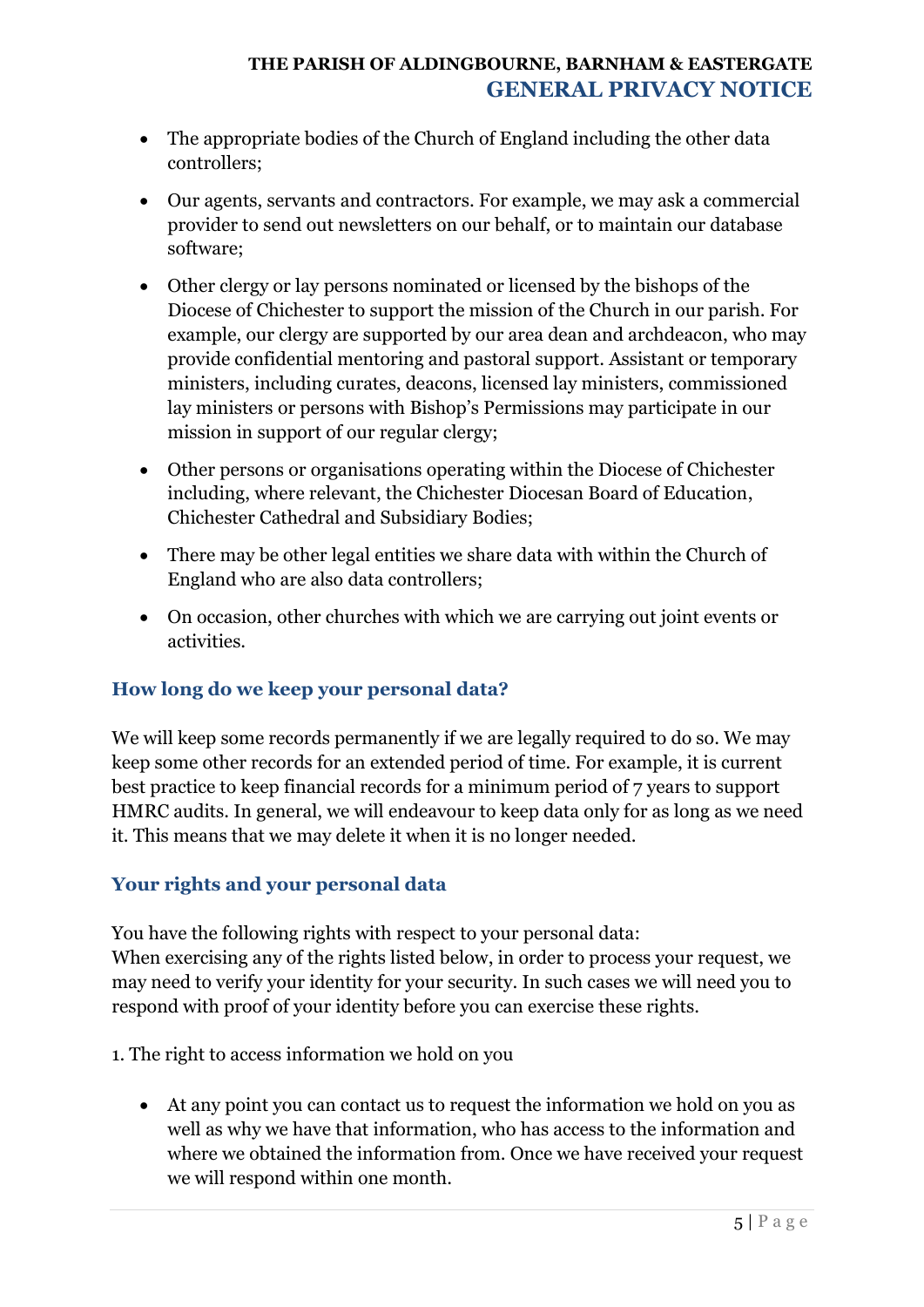- The appropriate bodies of the Church of England including the other data controllers;
- Our agents, servants and contractors. For example, we may ask a commercial provider to send out newsletters on our behalf, or to maintain our database software;
- Other clergy or lay persons nominated or licensed by the bishops of the Diocese of Chichester to support the mission of the Church in our parish. For example, our clergy are supported by our area dean and archdeacon, who may provide confidential mentoring and pastoral support. Assistant or temporary ministers, including curates, deacons, licensed lay ministers, commissioned lay ministers or persons with Bishop's Permissions may participate in our mission in support of our regular clergy;
- Other persons or organisations operating within the Diocese of Chichester including, where relevant, the Chichester Diocesan Board of Education, Chichester Cathedral and Subsidiary Bodies;
- There may be other legal entities we share data with within the Church of England who are also data controllers;
- On occasion, other churches with which we are carrying out joint events or activities.

### How long do we keep your personal data?

We will keep some records permanently if we are legally required to do so. We may keep some other records for an extended period of time. For example, it is current best practice to keep financial records for a minimum period of 7 years to support HMRC audits. In general, we will endeavour to keep data only for as long as we need it. This means that we may delete it when it is no longer needed.

### Your rights and your personal data

You have the following rights with respect to your personal data:
When exercising any of the rights listed below, in order to process your request, we may need to verify your identity for your security. In such cases we will need you to respond with proof of your identity before you can exercise these rights.

1. The right to access information we hold on you

- At any point you can contact us to request the information we hold on you as well as why we have that information, who has access to the information and where we obtained the information from. Once we have received your request we will respond within one month.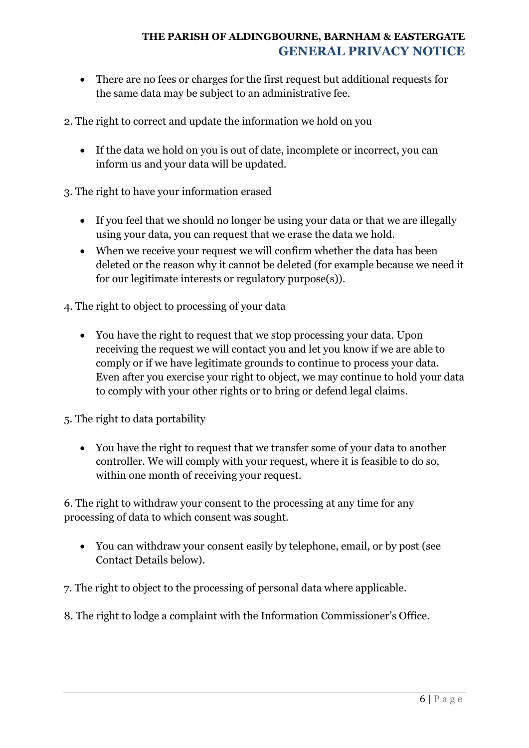- There are no fees or charges for the first request but additional requests for the same data may be subject to an administrative fee.

2. The right to correct and update the information we hold on you

- If the data we hold on you is out of date, incomplete or incorrect, you can inform us and your data will be updated.

3. The right to have your information erased

- If you feel that we should no longer be using your data or that we are illegally using your data, you can request that we erase the data we hold.
- When we receive your request we will confirm whether the data has been deleted or the reason why it cannot be deleted (for example because we need it for our legitimate interests or regulatory purpose(s)).

4. The right to object to processing of your data

- You have the right to request that we stop processing your data. Upon receiving the request we will contact you and let you know if we are able to comply or if we have legitimate grounds to continue to process your data. Even after you exercise your right to object, we may continue to hold your data to comply with your other rights or to bring or defend legal claims.

5. The right to data portability

- You have the right to request that we transfer some of your data to another controller. We will comply with your request, where it is feasible to do so, within one month of receiving your request.

6. The right to withdraw your consent to the processing at any time for any processing of data to which consent was sought.

- You can withdraw your consent easily by telephone, email, or by post (see Contact Details below).

7. The right to object to the processing of personal data where applicable.

8. The right to lodge a complaint with the Information Commissioner's Office.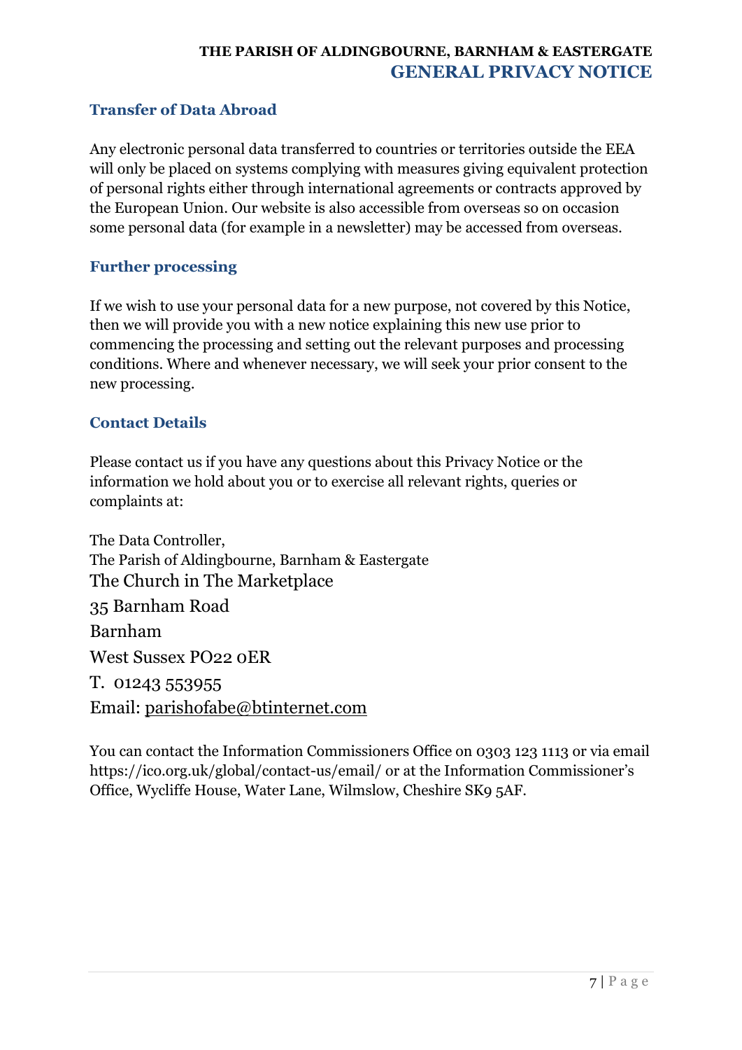## Transfer of Data Abroad

Any electronic personal data transferred to countries or territories outside the EEA will only be placed on systems complying with measures giving equivalent protection of personal rights either through international agreements or contracts approved by the European Union. Our website is also accessible from overseas so on occasion some personal data (for example in a newsletter) may be accessed from overseas.

## Further processing

If we wish to use your personal data for a new purpose, not covered by this Notice, then we will provide you with a new notice explaining this new use prior to commencing the processing and setting out the relevant purposes and processing conditions. Where and whenever necessary, we will seek your prior consent to the new processing.

## Contact Details

Please contact us if you have any questions about this Privacy Notice or the information we hold about you or to exercise all relevant rights, queries or complaints at:

The Data Controller,
The Parish of Aldingbourne, Barnham & Eastergate
The Church in The Marketplace
35 Barnham Road
Barnham
West Sussex PO22 0ER
T. 01243 553955
Email: parishofabe@btinternet.com

You can contact the Information Commissioners Office on 0303 123 1113 or via email https://ico.org.uk/global/contact-us/email/ or at the Information Commissioner's Office, Wycliffe House, Water Lane, Wilmslow, Cheshire SK9 5AF.